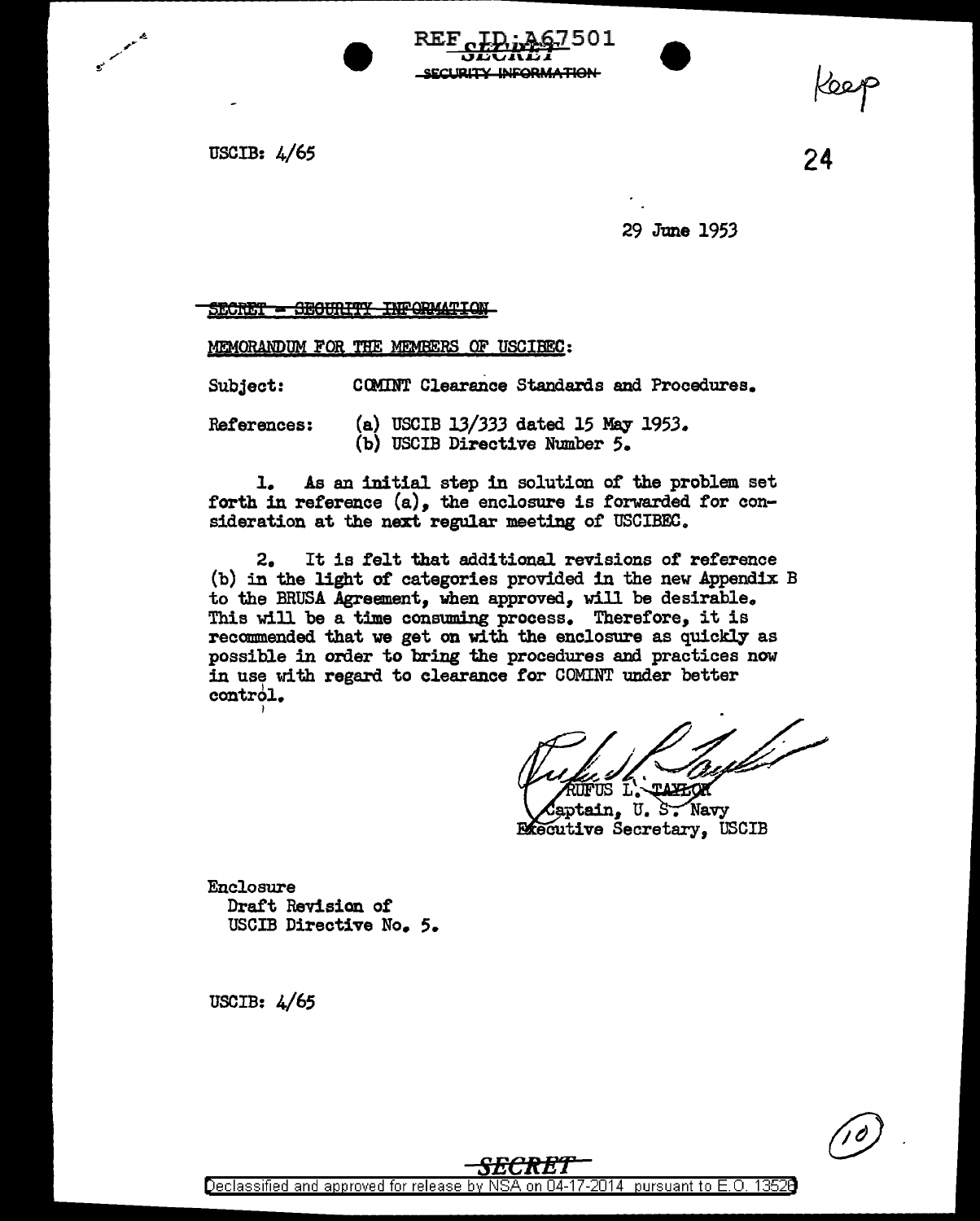REF ID:A67501

SECRET
SECURITY INFORMATION

Keep

USCIB: 4/65

24

29 June 1953

~~SECRET - SECURITY INFORMATION~~

MEMORANDUM FOR THE MEMBERS OF USCIBEC:

Subject: COMINT Clearance Standards and Procedures.

References: (a) USCIB 13/333 dated 15 May 1953.
(b) USCIB Directive Number 5.

1. As an initial step in solution of the problem set forth in reference (a), the enclosure is forwarded for consideration at the next regular meeting of USCIBEC.

2. It is felt that additional revisions of reference (b) in the light of categories provided in the new Appendix B to the BRUSA Agreement, when approved, will be desirable. This will be a time consuming process. Therefore, it is recommended that we get on with the enclosure as quickly as possible in order to bring the procedures and practices now in use with regard to clearance for COMINT under better control.

RUFUS L. TAYLOR
Captain, U. S. Navy
Executive Secretary, USCIB

Enclosure
Draft Revision of
USCIB Directive No. 5.

USCIB: 4/65

(10)

SECRET

Declassified and approved for release by NSA on 04-17-2014 pursuant to E.O. 13526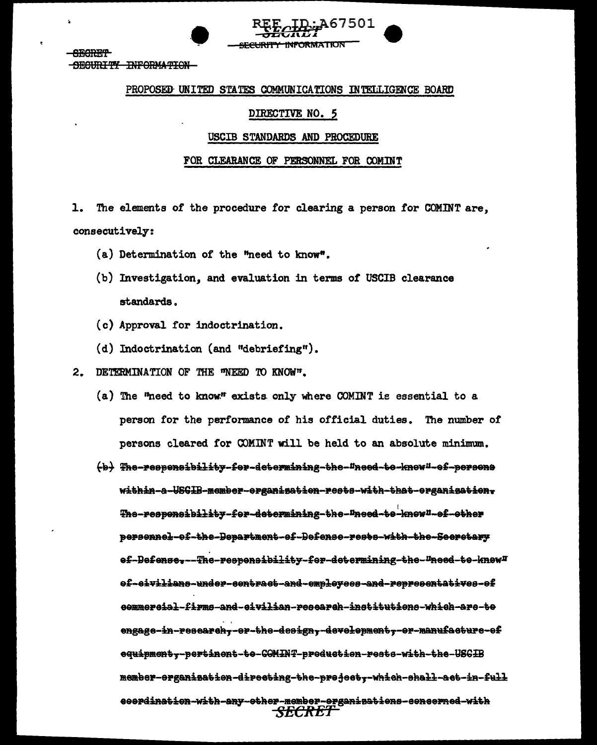SECRET
SECURITY INFORMATION

PROPOSED UNITED STATES COMMUNICATIONS INTELLIGENCE BOARD

DIRECTIVE NO. 5

USCIB STANDARDS AND PROCEDURE

FOR CLEARANCE OF PERSONNEL FOR COMINT

1. The elements of the procedure for clearing a person for COMINT are, consecutively:

   (a) Determination of the "need to know".

   (b) Investigation, and evaluation in terms of USCIB clearance standards.

   (c) Approval for indoctrination.

   (d) Indoctrination (and "debriefing").

2. DETERMINATION OF THE "NEED TO KNOW".

   (a) The "need to know" exists only where COMINT is essential to a person for the performance of his official duties. The number of persons cleared for COMINT will be held to an absolute minimum.

   ~~(b) The responsibility for determining the "need to know" of persons within a USCIB member organization rests with that organization. The responsibility for determining the "need to know" of other personnel of the Department of Defense rests with the Secretary of Defense. The responsibility for determining the "need to know" of civilians under contract and employees and representatives of commercial firms and civilian research institutions which are to engage in research, or the design, development, or manufacture of equipment, pertinent to COMINT production rests with the USCIB member organization directing the project, which shall act in full coordination with any other member organizations concerned with~~

SECRET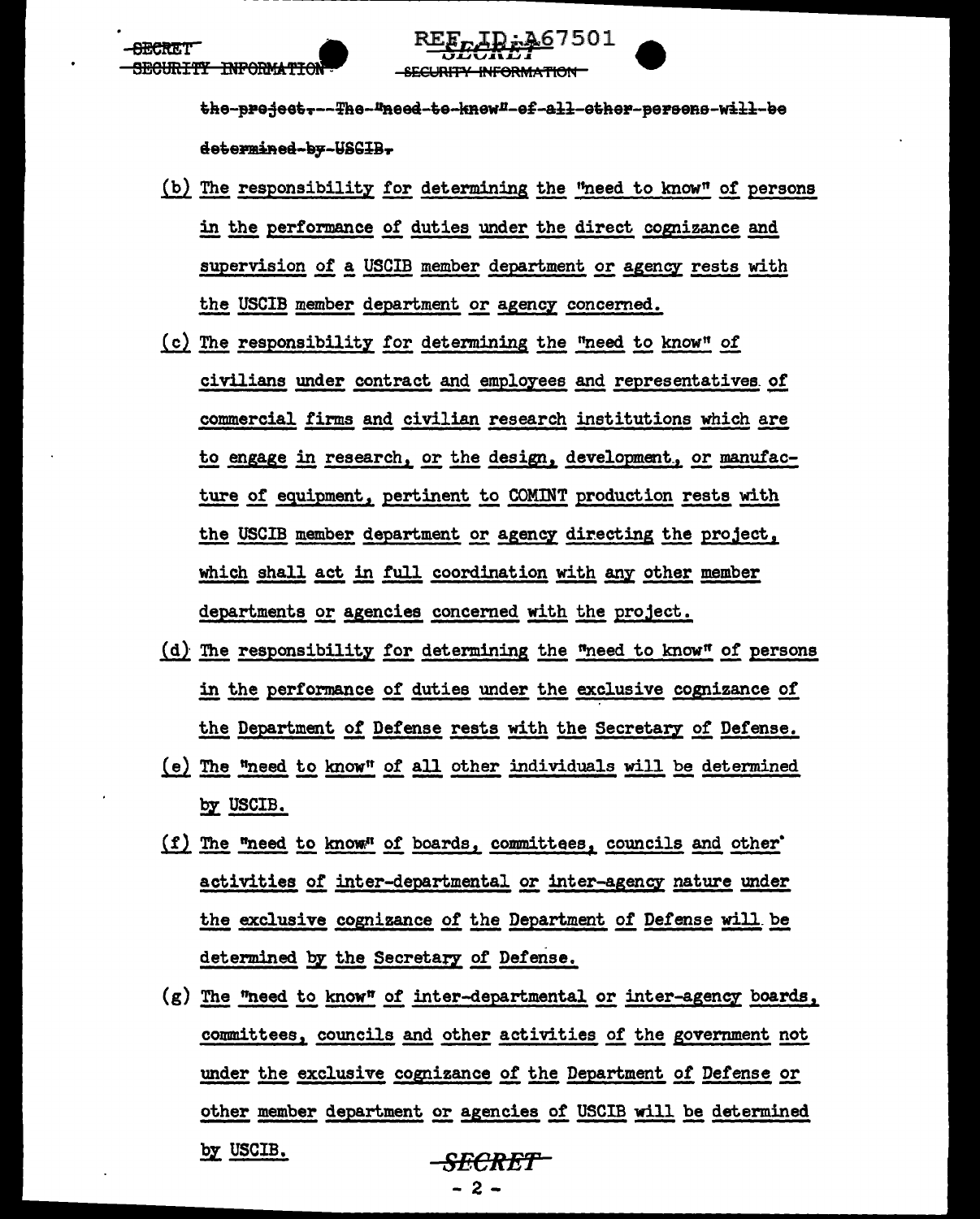~~the-project.--The-"need-to-know"-of-all-other-persons-will-be determined-by-USCIB.~~

(b) The responsibility for determining the "need to know" of persons in the performance of duties under the direct cognizance and supervision of a USCIB member department or agency rests with the USCIB member department or agency concerned.

(c) The responsibility for determining the "need to know" of civilians under contract and employees and representatives of commercial firms and civilian research institutions which are to engage in research, or the design, development, or manufacture of equipment, pertinent to COMINT production rests with the USCIB member department or agency directing the project, which shall act in full coordination with any other member departments or agencies concerned with the project.

(d) The responsibility for determining the "need to know" of persons in the performance of duties under the exclusive cognizance of the Department of Defense rests with the Secretary of Defense.

(e) The "need to know" of all other individuals will be determined by USCIB.

(f) The "need to know" of boards, committees, councils and other activities of inter-departmental or inter-agency nature under the exclusive cognizance of the Department of Defense will be determined by the Secretary of Defense.

(g) The "need to know" of inter-departmental or inter-agency boards, committees, councils and other activities of the government not under the exclusive cognizance of the Department of Defense or other member department or agencies of USCIB will be determined by USCIB.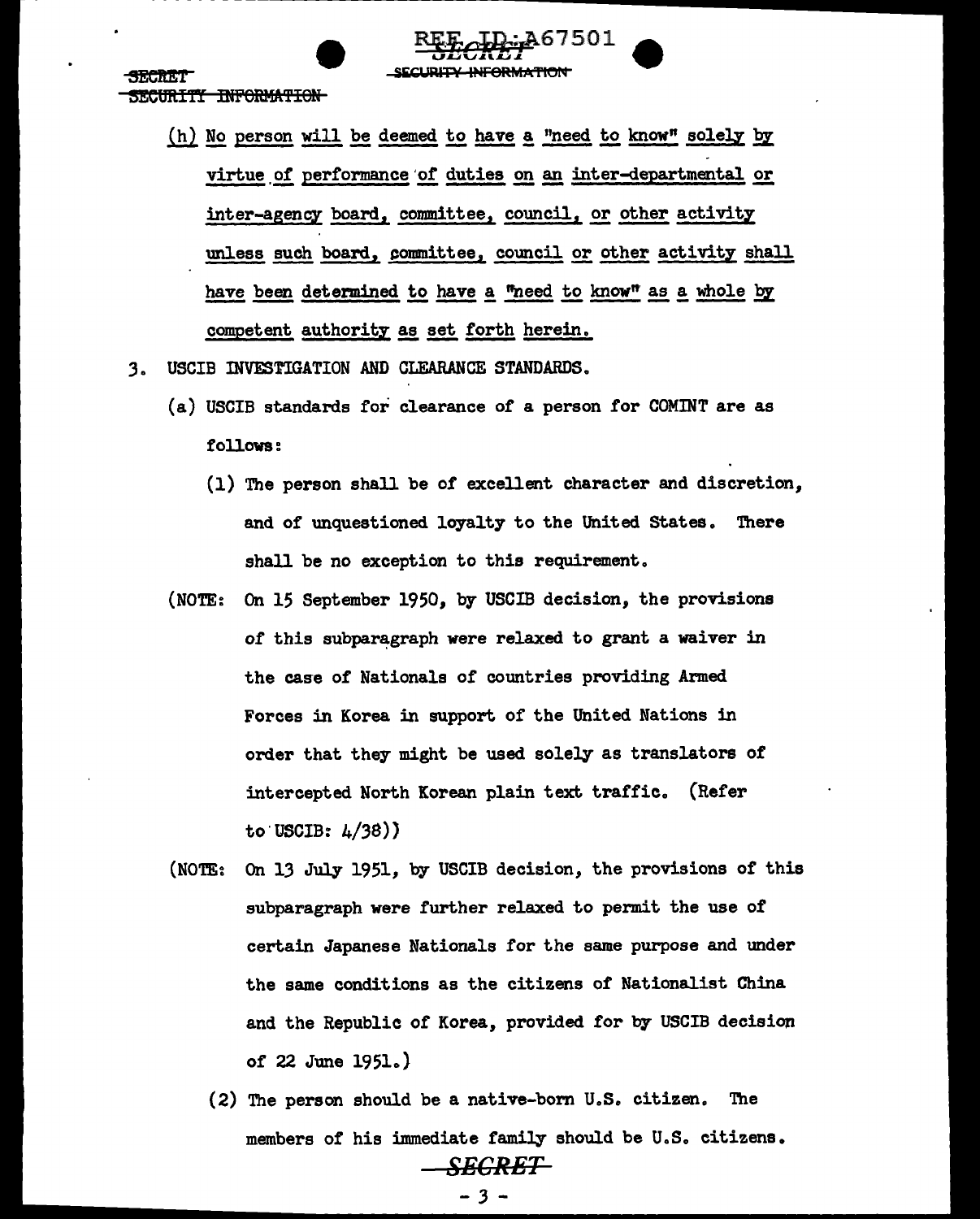(h) No person will be deemed to have a "need to know" solely by virtue of performance of duties on an inter-departmental or inter-agency board, committee, council, or other activity unless such board, committee, council or other activity shall have been determined to have a "need to know" as a whole by competent authority as set forth herein.

3. USCIB INVESTIGATION AND CLEARANCE STANDARDS.

   (a) USCIB standards for clearance of a person for COMINT are as follows:

      (1) The person shall be of excellent character and discretion, and of unquestioned loyalty to the United States. There shall be no exception to this requirement.

   (NOTE: On 15 September 1950, by USCIB decision, the provisions of this subparagraph were relaxed to grant a waiver in the case of Nationals of countries providing Armed Forces in Korea in support of the United Nations in order that they might be used solely as translators of intercepted North Korean plain text traffic. (Refer to USCIB: 4/38))

   (NOTE: On 13 July 1951, by USCIB decision, the provisions of this subparagraph were further relaxed to permit the use of certain Japanese Nationals for the same purpose and under the same conditions as the citizens of Nationalist China and the Republic of Korea, provided for by USCIB decision of 22 June 1951.)

      (2) The person should be a native-born U.S. citizen. The members of his immediate family should be U.S. citizens.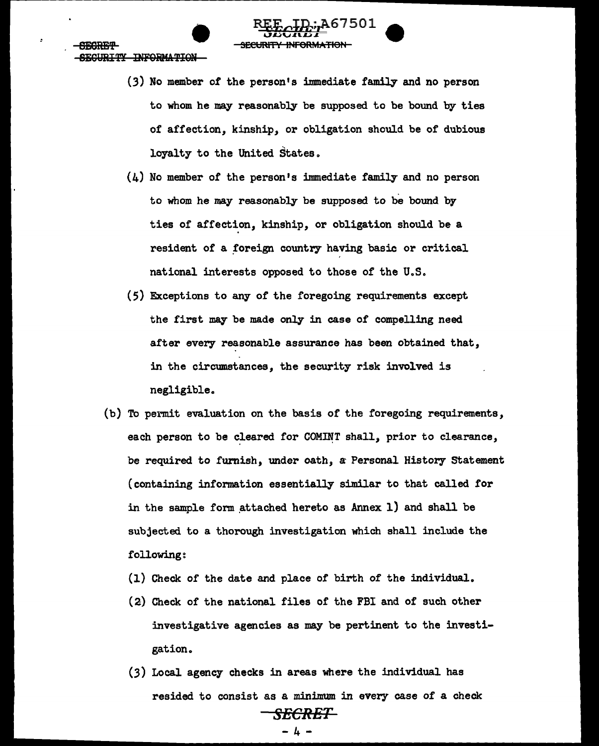(3) No member of the person's immediate family and no person to whom he may reasonably be supposed to be bound by ties of affection, kinship, or obligation should be of dubious loyalty to the United States.

(4) No member of the person's immediate family and no person to whom he may reasonably be supposed to be bound by ties of affection, kinship, or obligation should be a resident of a foreign country having basic or critical national interests opposed to those of the U.S.

(5) Exceptions to any of the foregoing requirements except the first may be made only in case of compelling need after every reasonable assurance has been obtained that, in the circumstances, the security risk involved is negligible.

(b) To permit evaluation on the basis of the foregoing requirements, each person to be cleared for COMINT shall, prior to clearance, be required to furnish, under oath, a Personal History Statement (containing information essentially similar to that called for in the sample form attached hereto as Annex 1) and shall be subjected to a thorough investigation which shall include the following:

(1) Check of the date and place of birth of the individual.

(2) Check of the national files of the FBI and of such other investigative agencies as may be pertinent to the investigation.

(3) Local agency checks in areas where the individual has resided to consist as a minimum in every case of a check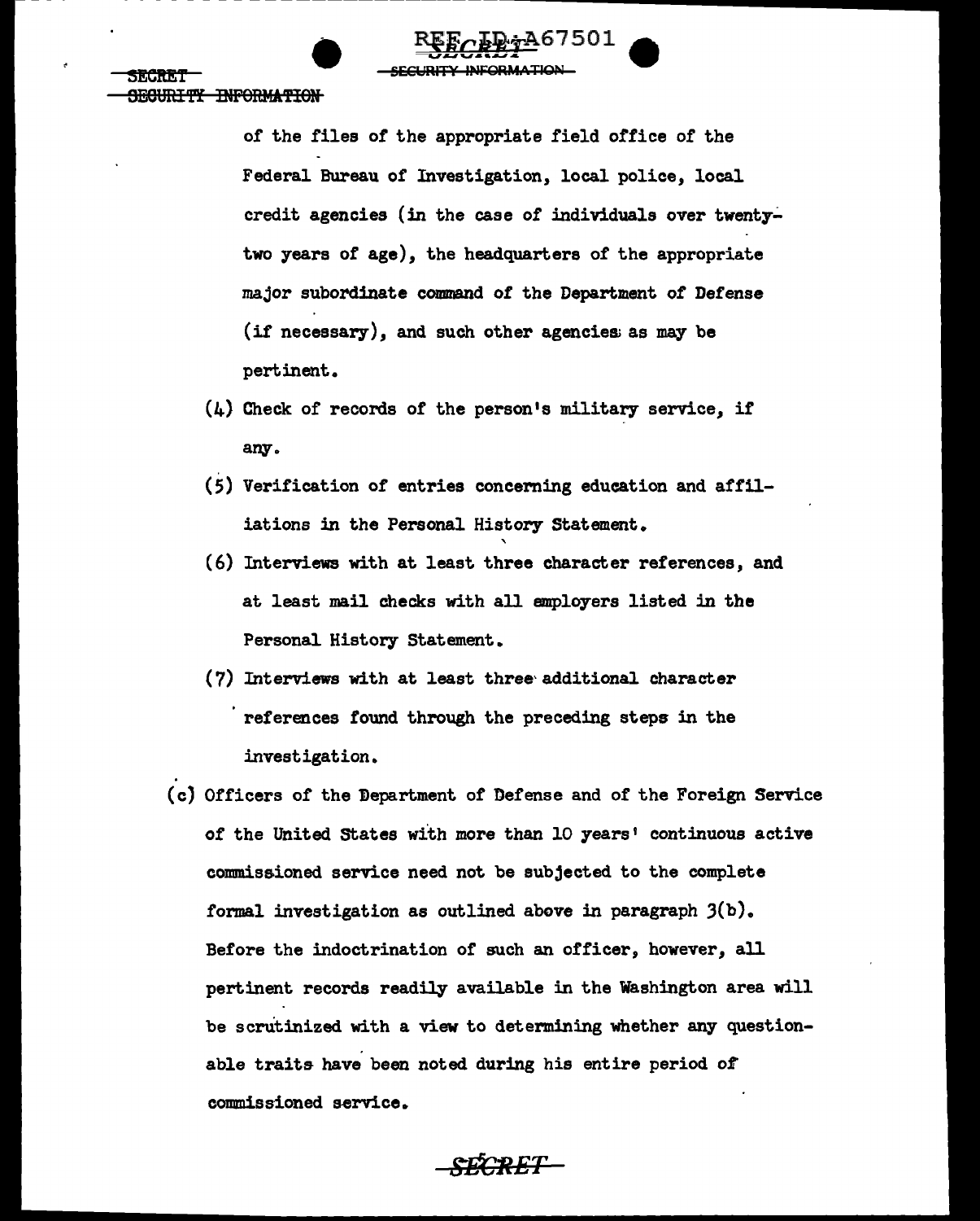of the files of the appropriate field office of the Federal Bureau of Investigation, local police, local credit agencies (in the case of individuals over twenty-two years of age), the headquarters of the appropriate major subordinate command of the Department of Defense (if necessary), and such other agencies as may be pertinent.

(4) Check of records of the person's military service, if any.

(5) Verification of entries concerning education and affiliations in the Personal History Statement.

(6) Interviews with at least three character references, and at least mail checks with all employers listed in the Personal History Statement.

(7) Interviews with at least three additional character references found through the preceding steps in the investigation.

(c) Officers of the Department of Defense and of the Foreign Service of the United States with more than 10 years' continuous active commissioned service need not be subjected to the complete formal investigation as outlined above in paragraph 3(b). Before the indoctrination of such an officer, however, all pertinent records readily available in the Washington area will be scrutinized with a view to determining whether any questionable traits have been noted during his entire period of commissioned service.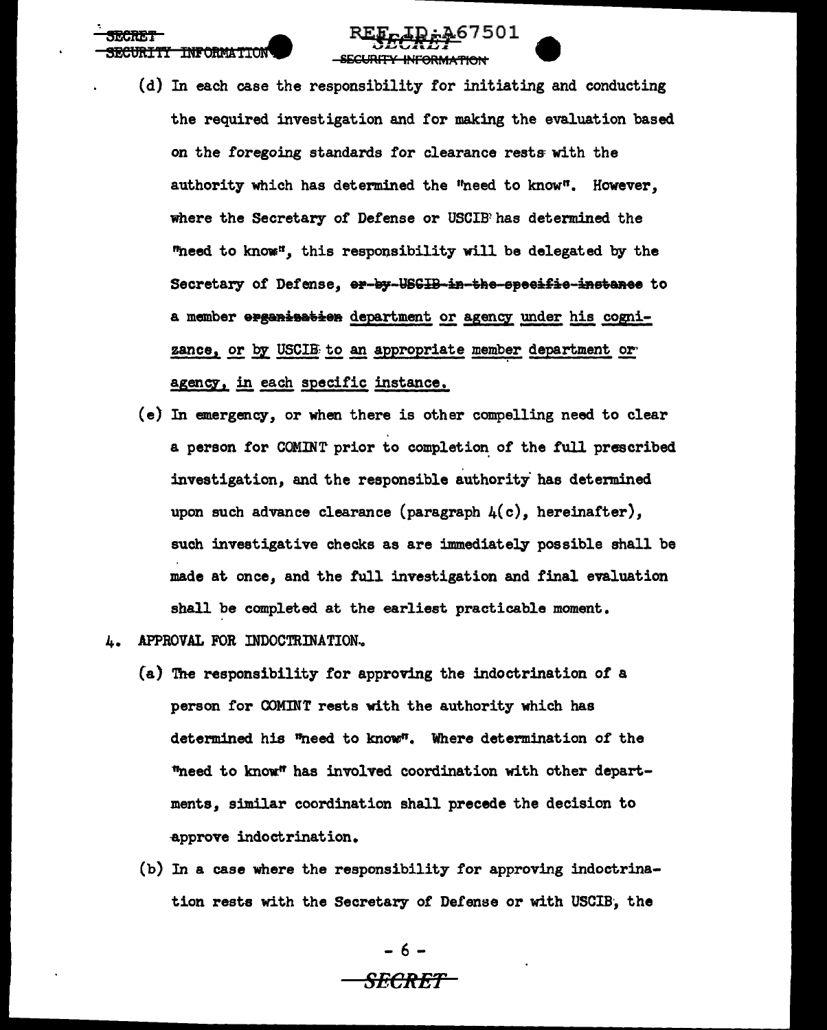(d) In each case the responsibility for initiating and conducting the required investigation and for making the evaluation based on the foregoing standards for clearance rests with the authority which has determined the "need to know". However, where the Secretary of Defense or USCIB has determined the "need to know", this responsibility will be delegated by the Secretary of Defense, ~~or by USCIB in the specific instance~~ to a member ~~organization~~ department or agency under his cognizance, or by USCIB to an appropriate member department or agency, in each specific instance.

(e) In emergency, or when there is other compelling need to clear a person for COMINT prior to completion of the full prescribed investigation, and the responsible authority has determined upon such advance clearance (paragraph 4(c), hereinafter), such investigative checks as are immediately possible shall be made at once, and the full investigation and final evaluation shall be completed at the earliest practicable moment.

4. APPROVAL FOR INDOCTRINATION.

(a) The responsibility for approving the indoctrination of a person for COMINT rests with the authority which has determined his "need to know". Where determination of the "need to know" has involved coordination with other departments, similar coordination shall precede the decision to approve indoctrination.

(b) In a case where the responsibility for approving indoctrination rests with the Secretary of Defense or with USCIB, the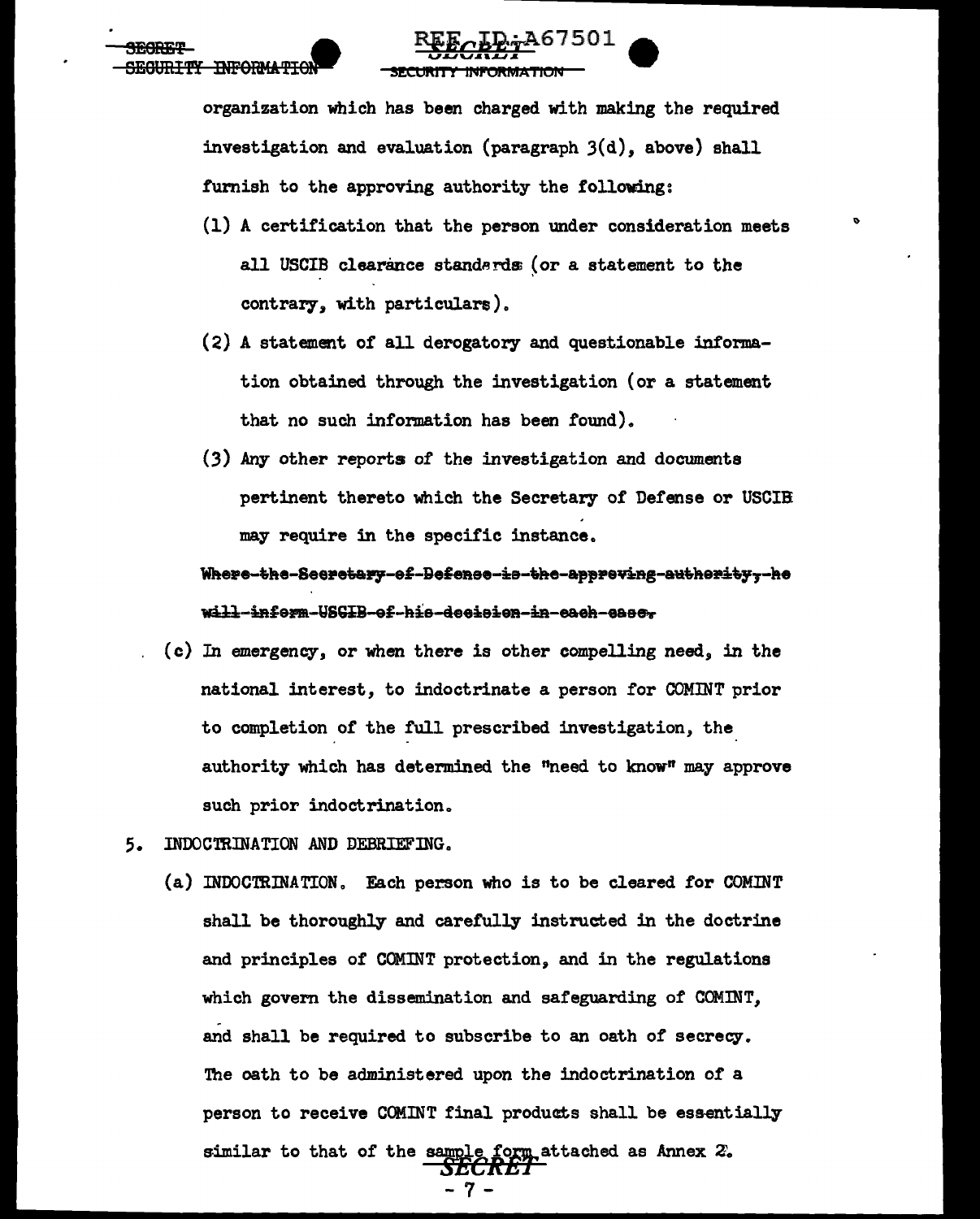organization which has been charged with making the required investigation and evaluation (paragraph 3(d), above) shall furnish to the approving authority the following:

(1) A certification that the person under consideration meets all USCIB clearance standards (or a statement to the contrary, with particulars).

(2) A statement of all derogatory and questionable information obtained through the investigation (or a statement that no such information has been found).

(3) Any other reports of the investigation and documents pertinent thereto which the Secretary of Defense or USCIB may require in the specific instance.

~~Where the Secretary of Defense is the approving authority, he will inform USCIB of his decision in each case.~~

(c) In emergency, or when there is other compelling need, in the national interest, to indoctrinate a person for COMINT prior to completion of the full prescribed investigation, the authority which has determined the "need to know" may approve such prior indoctrination.

5. INDOCTRINATION AND DEBRIEFING.

(a) INDOCTRINATION. Each person who is to be cleared for COMINT shall be thoroughly and carefully instructed in the doctrine and principles of COMINT protection, and in the regulations which govern the dissemination and safeguarding of COMINT, and shall be required to subscribe to an oath of secrecy. The oath to be administered upon the indoctrination of a person to receive COMINT final products shall be essentially similar to that of the sample form attached as Annex 2.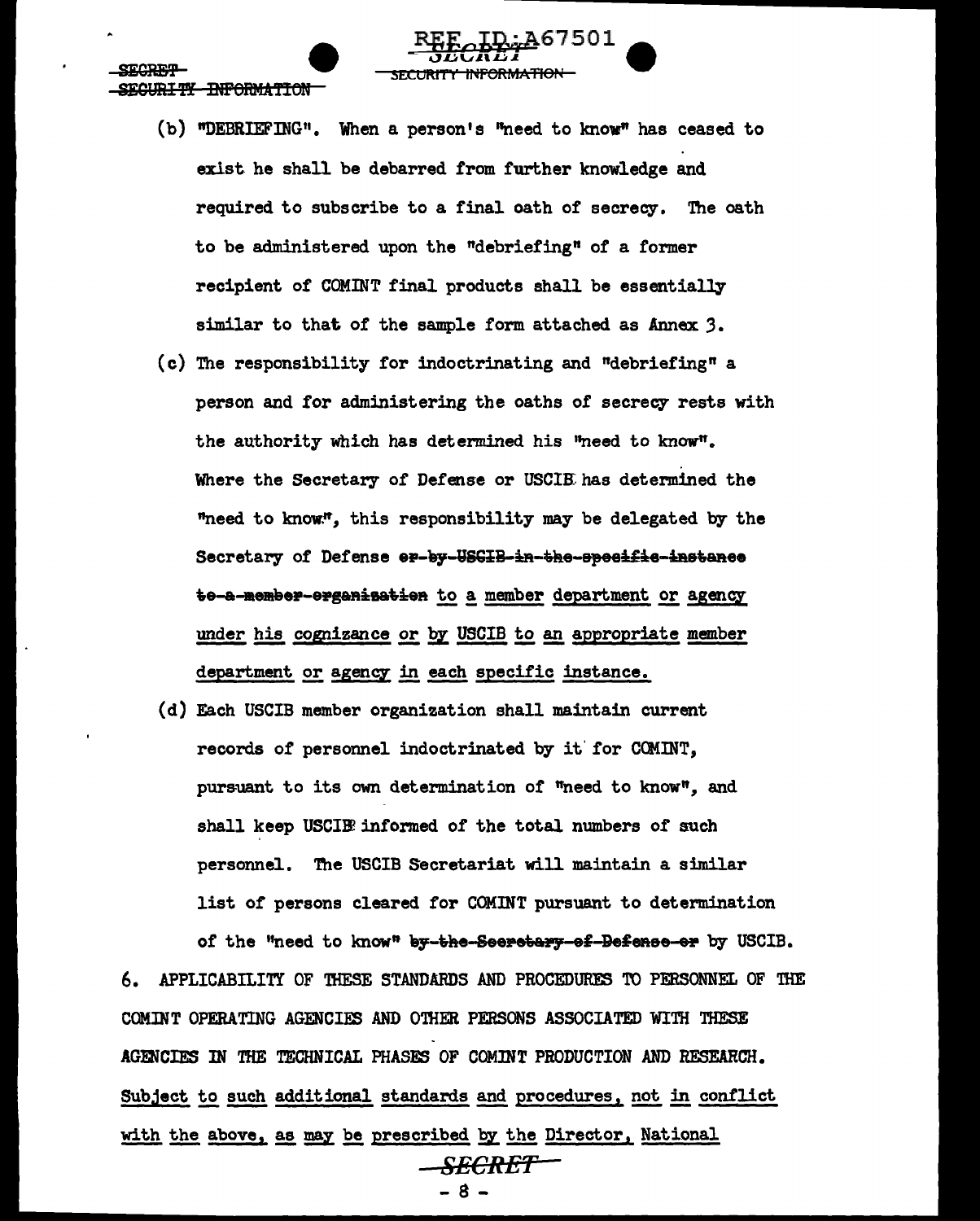(b) "DEBRIEFING". When a person's "need to know" has ceased to exist he shall be debarred from further knowledge and required to subscribe to a final oath of secrecy. The oath to be administered upon the "debriefing" of a former recipient of COMINT final products shall be essentially similar to that of the sample form attached as Annex 3.

(c) The responsibility for indoctrinating and "debriefing" a person and for administering the oaths of secrecy rests with the authority which has determined his "need to know". Where the Secretary of Defense or USCIB has determined the "need to know", this responsibility may be delegated by the Secretary of Defense ~~or by USCIB in the specific instance to a member organization~~ <u>to a member department or agency under his cognizance or by USCIB to an appropriate member department or agency in each specific instance.</u>

(d) Each USCIB member organization shall maintain current records of personnel indoctrinated by it for COMINT, pursuant to its own determination of "need to know", and shall keep USCIB informed of the total numbers of such personnel. The USCIB Secretariat will maintain a similar list of persons cleared for COMINT pursuant to determination of the "need to know" ~~by the Secretary of Defense or~~ by USCIB.

6. APPLICABILITY OF THESE STANDARDS AND PROCEDURES TO PERSONNEL OF THE COMINT OPERATING AGENCIES AND OTHER PERSONS ASSOCIATED WITH THESE AGENCIES IN THE TECHNICAL PHASES OF COMINT PRODUCTION AND RESEARCH. <u>Subject to such additional standards and procedures, not in conflict with the above, as may be prescribed by the Director, National</u>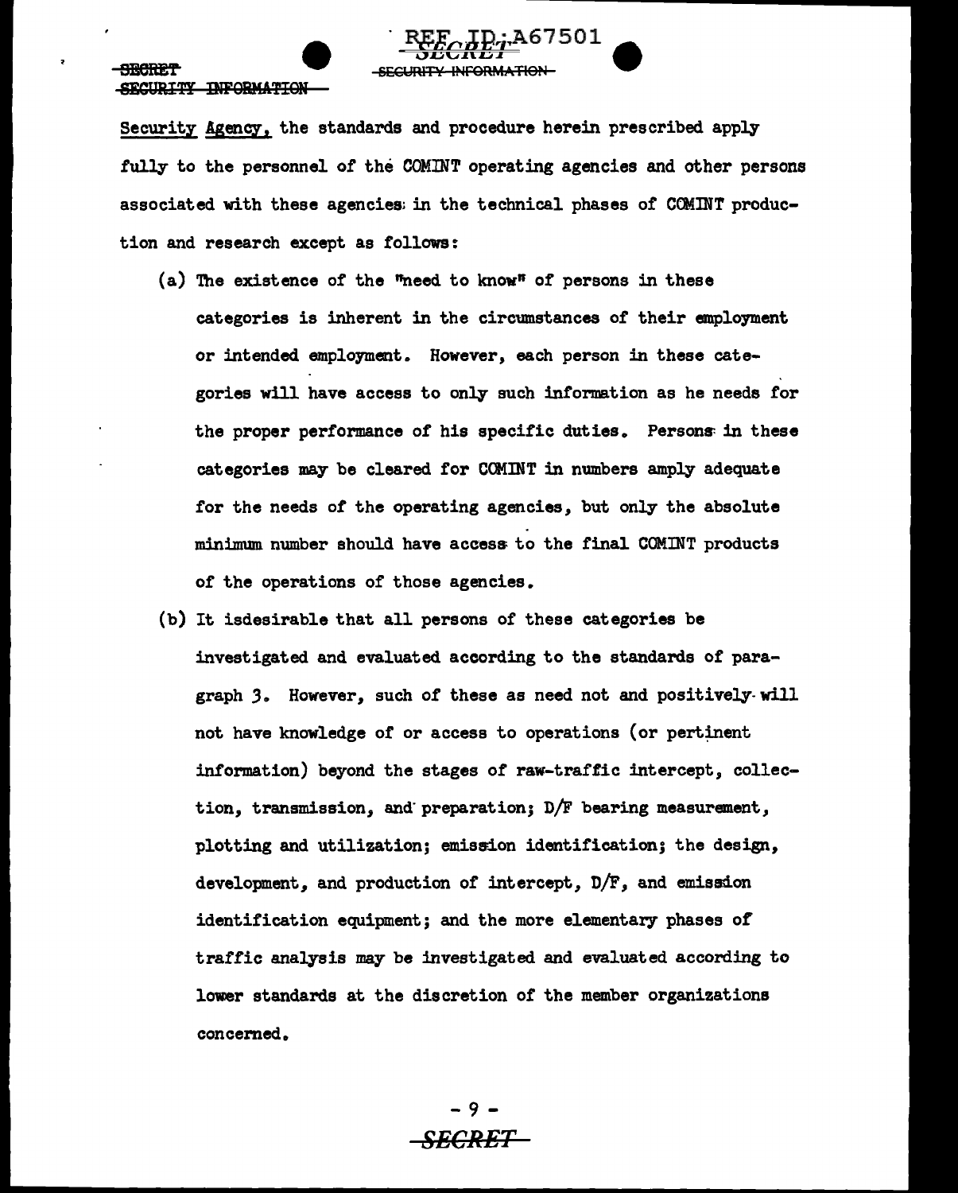Security Agency, the standards and procedure herein prescribed apply fully to the personnel of the COMINT operating agencies and other persons associated with these agencies in the technical phases of COMINT production and research except as follows:

(a) The existence of the "need to know" of persons in these categories is inherent in the circumstances of their employment or intended employment. However, each person in these categories will have access to only such information as he needs for the proper performance of his specific duties. Persons in these categories may be cleared for COMINT in numbers amply adequate for the needs of the operating agencies, but only the absolute minimum number should have access to the final COMINT products of the operations of those agencies.

(b) It isdesirable that all persons of these categories be investigated and evaluated according to the standards of paragraph 3. However, such of these as need not and positively will not have knowledge of or access to operations (or pertinent information) beyond the stages of raw-traffic intercept, collection, transmission, and preparation; D/F bearing measurement, plotting and utilization; emission identification; the design, development, and production of intercept, D/F, and emission identification equipment; and the more elementary phases of traffic analysis may be investigated and evaluated according to lower standards at the discretion of the member organizations concerned.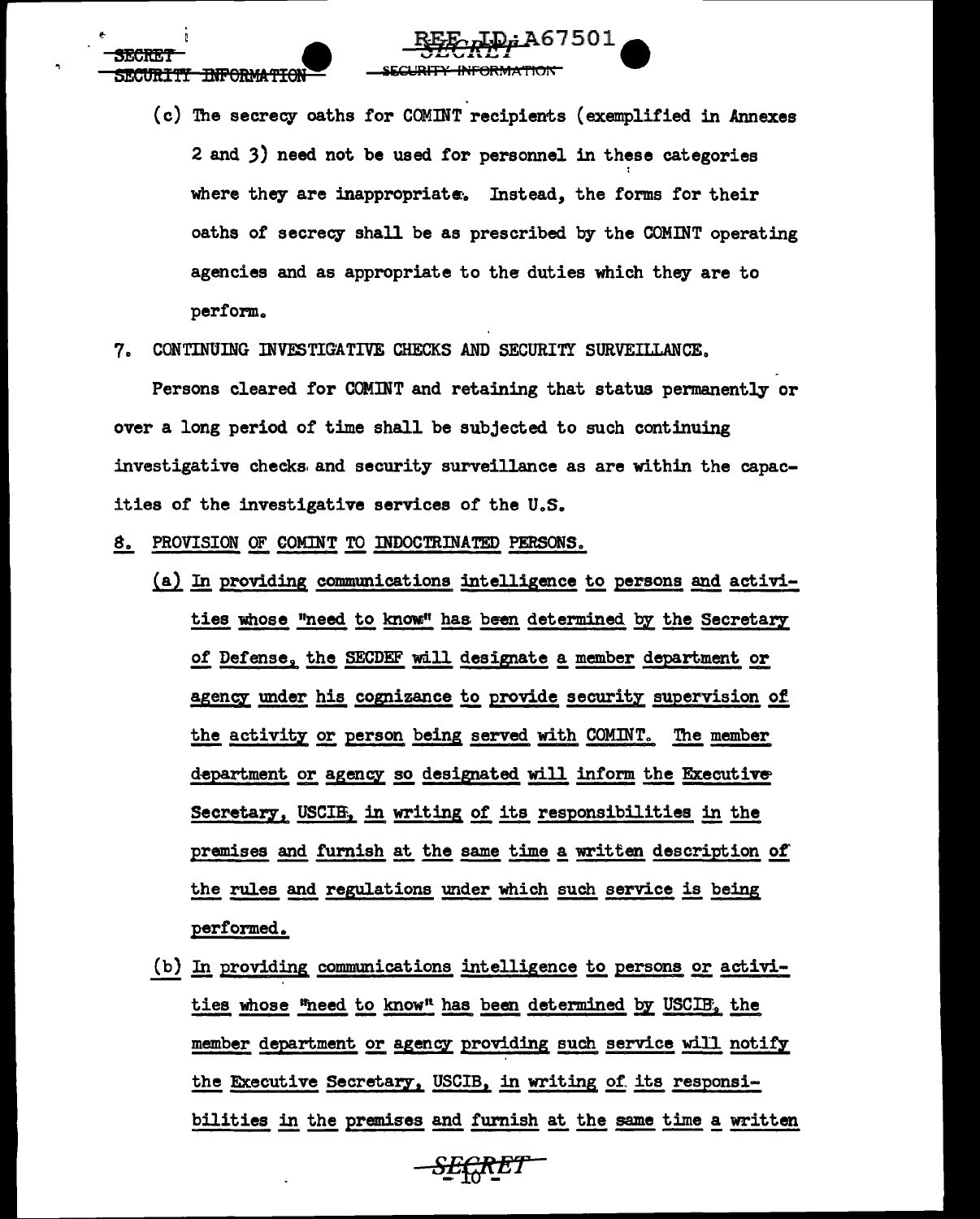(c) The secrecy oaths for COMINT recipients (exemplified in Annexes 2 and 3) need not be used for personnel in these categories where they are inappropriate. Instead, the forms for their oaths of secrecy shall be as prescribed by the COMINT operating agencies and as appropriate to the duties which they are to perform.

7. CONTINUING INVESTIGATIVE CHECKS AND SECURITY SURVEILLANCE.

Persons cleared for COMINT and retaining that status permanently or over a long period of time shall be subjected to such continuing investigative checks and security surveillance as are within the capacities of the investigative services of the U.S.

8. <u>PROVISION OF COMINT TO INDOCTRINATED PERSONS.</u>

(a) <u>In providing communications intelligence to persons and activities whose "need to know" has been determined by the Secretary of Defense, the SECDEF will designate a member department or agency under his cognizance to provide security supervision of the activity or person being served with COMINT. The member department or agency so designated will inform the Executive Secretary, USCIB, in writing of its responsibilities in the premises and furnish at the same time a written description of the rules and regulations under which such service is being performed.</u>

(b) <u>In providing communications intelligence to persons or activities whose "need to know" has been determined by USCIB, the member department or agency providing such service will notify the Executive Secretary, USCIB, in writing of its responsibilities in the premises and furnish at the same time a written</u>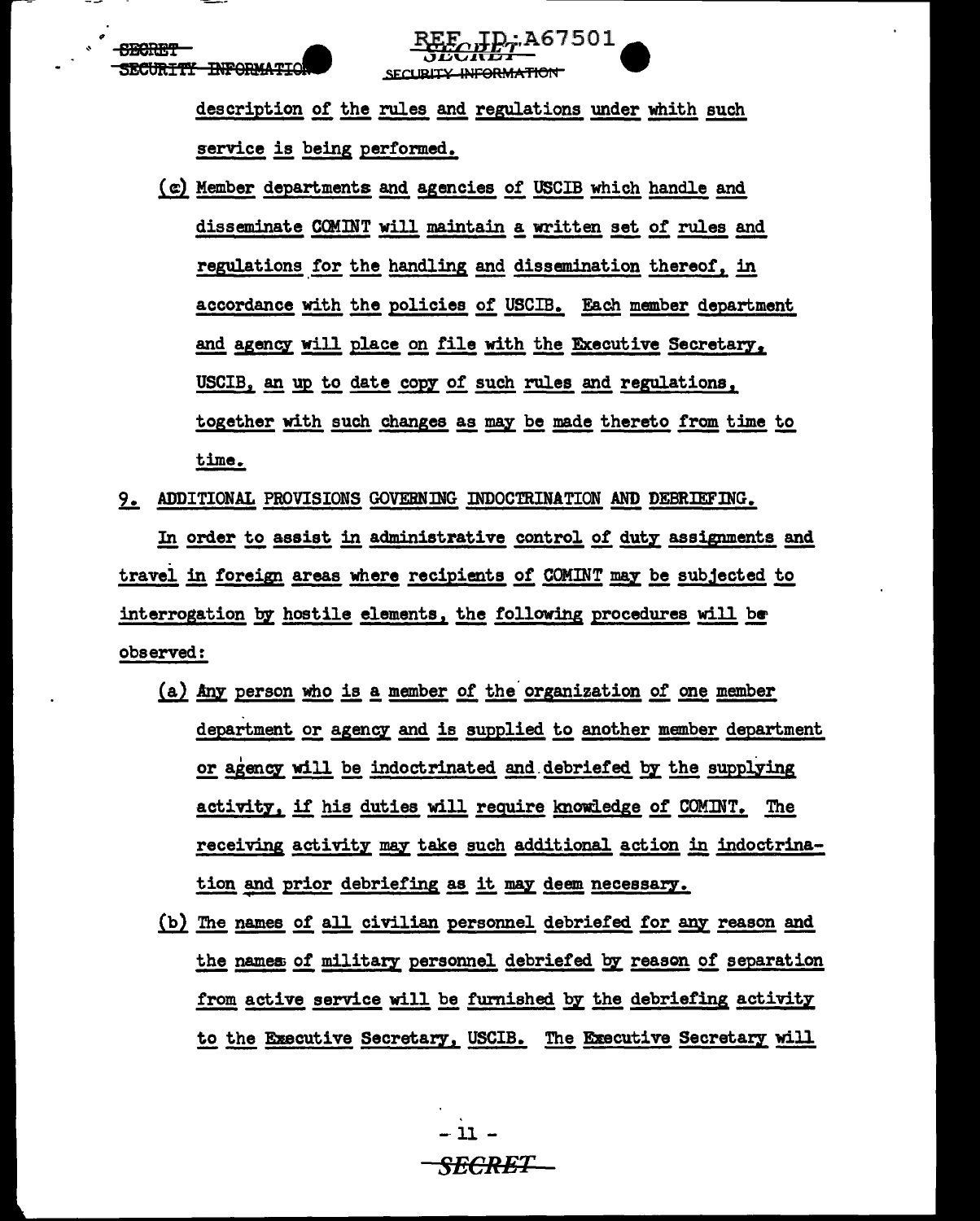description of the rules and regulations under whith such service is being performed.

(c) Member departments and agencies of USCIB which handle and disseminate COMINT will maintain a written set of rules and regulations for the handling and dissemination thereof, in accordance with the policies of USCIB. Each member department and agency will place on file with the Executive Secretary, USCIB, an up to date copy of such rules and regulations, together with such changes as may be made thereto from time to time.

9. ADDITIONAL PROVISIONS GOVERNING INDOCTRINATION AND DEBRIEFING.

In order to assist in administrative control of duty assignments and travel in foreign areas where recipients of COMINT may be subjected to interrogation by hostile elements, the following procedures will be observed:

(a) Any person who is a member of the organization of one member department or agency and is supplied to another member department or agency will be indoctrinated and debriefed by the supplying activity, if his duties will require knowledge of COMINT. The receiving activity may take such additional action in indoctrination and prior debriefing as it may deem necessary.

(b) The names of all civilian personnel debriefed for any reason and the names of military personnel debriefed by reason of separation from active service will be furnished by the debriefing activity to the Executive Secretary, USCIB. The Executive Secretary will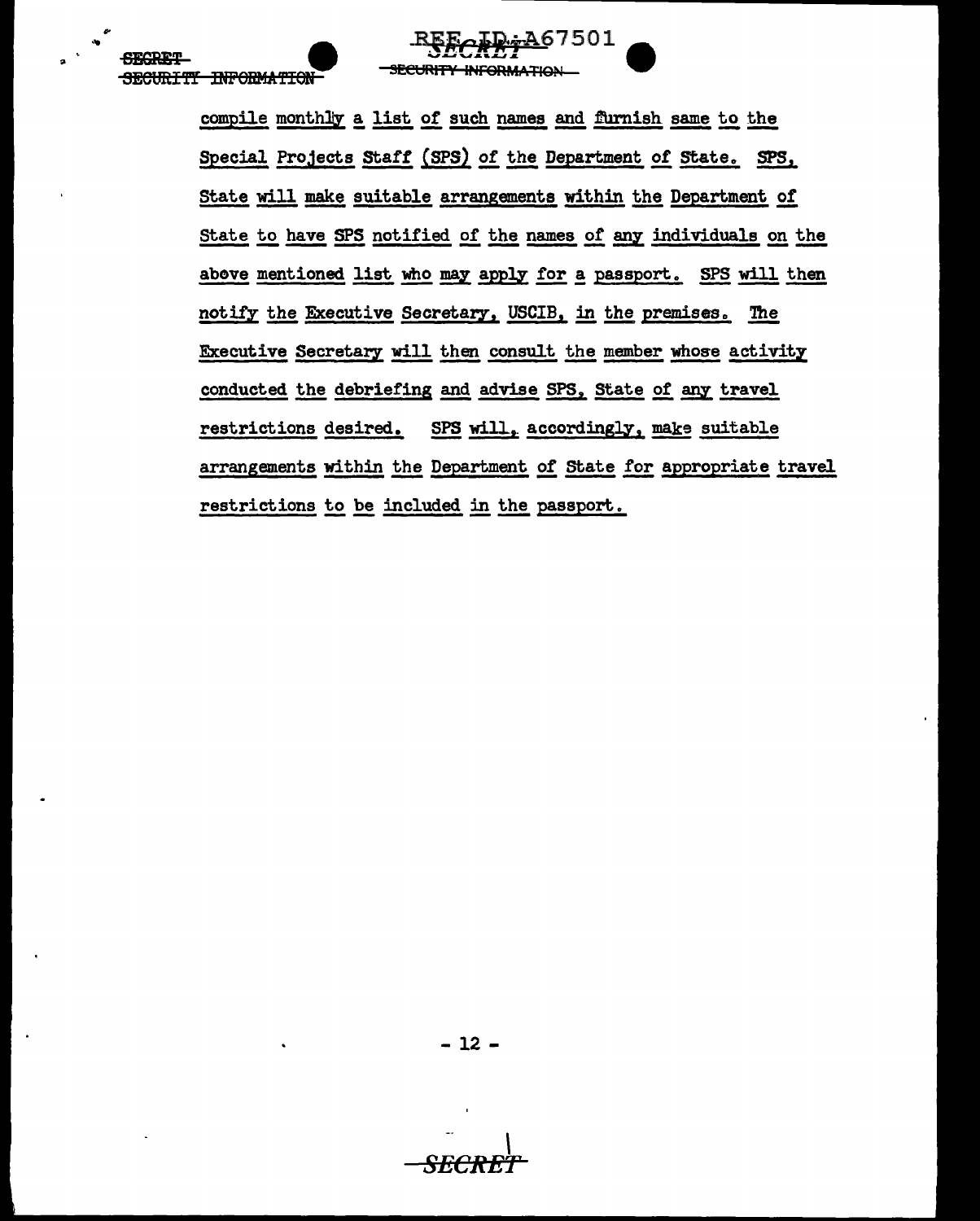compile monthly a list of such names and furnish same to the Special Projects Staff (SPS) of the Department of State. SPS, State will make suitable arrangements within the Department of State to have SPS notified of the names of any individuals on the above mentioned list who may apply for a passport. SPS will then notify the Executive Secretary, USCIB, in the premises. The Executive Secretary will then consult the member whose activity conducted the debriefing and advise SPS, State of any travel restrictions desired. SPS will, accordingly, make suitable arrangements within the Department of State for appropriate travel restrictions to be included in the passport.